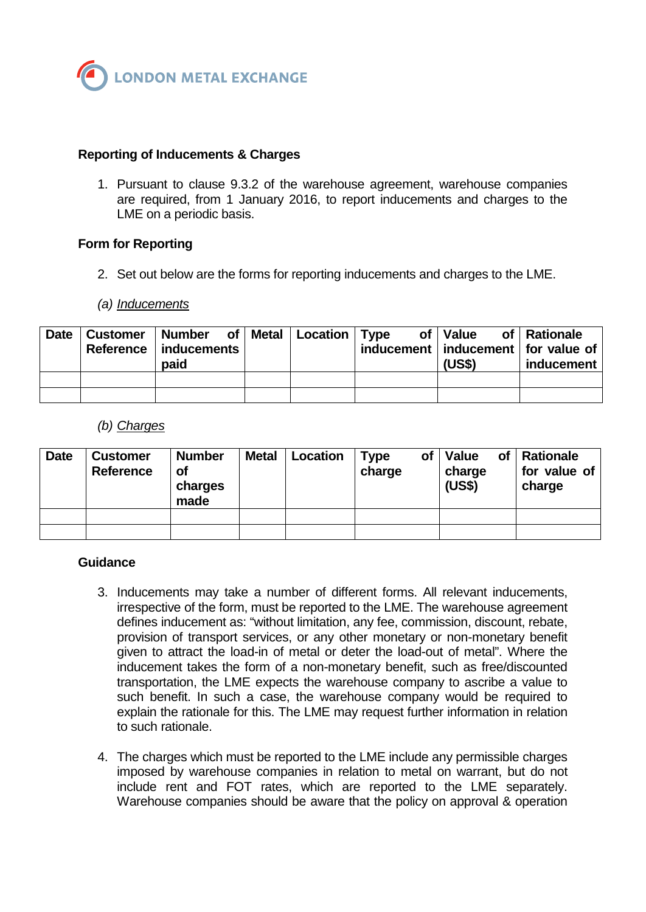**LONDON METAL EXCHANGE**

## Reporting of Inducements & Charges

1. Pursuant to clause 9.3.2 of the warehouse agreement, warehouse companies are required, from 1 January 2016, to report inducements and charges to the LME on a periodic basis.

## Form for Reporting

2. Set out below are the forms for reporting inducements and charges to the LME.

*(a) Inducements*

| Date | Customer Reference | Number of inducements paid | Metal | Location | Type of inducement | Value of inducement (US$) | Rationale for value of inducement |
|---|---|---|---|---|---|---|---|
| | | | | | | | |
| | | | | | | | |

*(b) Charges*

| Date | Customer Reference | Number of charges made | Metal | Location | Type of charge | Value of charge (US$) | Rationale for value of charge |
|---|---|---|---|---|---|---|---|
| | | | | | | | |
| | | | | | | | |

## Guidance

3. Inducements may take a number of different forms. All relevant inducements, irrespective of the form, must be reported to the LME. The warehouse agreement defines inducement as: "without limitation, any fee, commission, discount, rebate, provision of transport services, or any other monetary or non-monetary benefit given to attract the load-in of metal or deter the load-out of metal". Where the inducement takes the form of a non-monetary benefit, such as free/discounted transportation, the LME expects the warehouse company to ascribe a value to such benefit. In such a case, the warehouse company would be required to explain the rationale for this. The LME may request further information in relation to such rationale.

4. The charges which must be reported to the LME include any permissible charges imposed by warehouse companies in relation to metal on warrant, but do not include rent and FOT rates, which are reported to the LME separately. Warehouse companies should be aware that the policy on approval & operation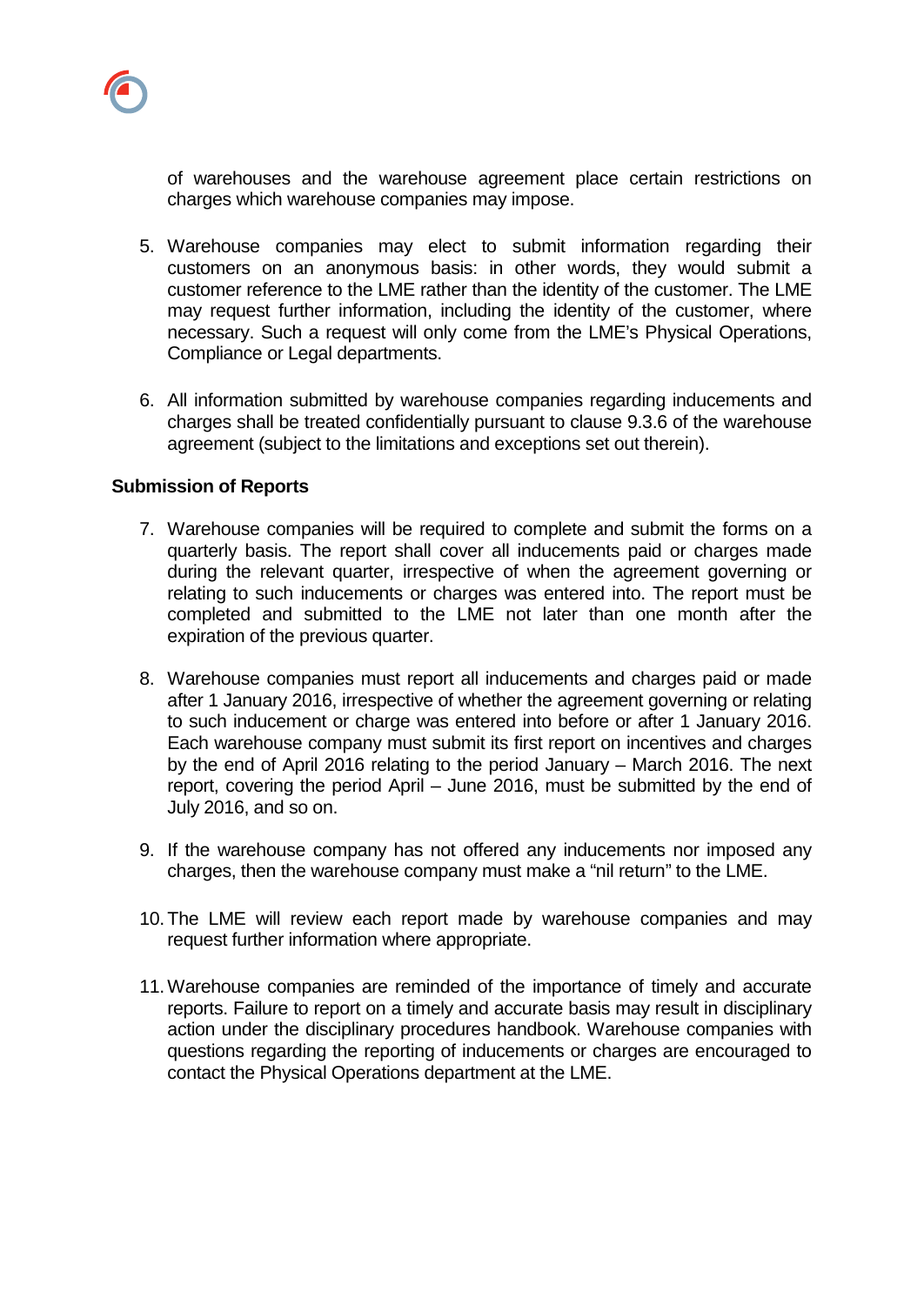of warehouses and the warehouse agreement place certain restrictions on charges which warehouse companies may impose.

5. Warehouse companies may elect to submit information regarding their customers on an anonymous basis: in other words, they would submit a customer reference to the LME rather than the identity of the customer. The LME may request further information, including the identity of the customer, where necessary. Such a request will only come from the LME's Physical Operations, Compliance or Legal departments.

6. All information submitted by warehouse companies regarding inducements and charges shall be treated confidentially pursuant to clause 9.3.6 of the warehouse agreement (subject to the limitations and exceptions set out therein).

**Submission of Reports**

7. Warehouse companies will be required to complete and submit the forms on a quarterly basis. The report shall cover all inducements paid or charges made during the relevant quarter, irrespective of when the agreement governing or relating to such inducements or charges was entered into. The report must be completed and submitted to the LME not later than one month after the expiration of the previous quarter.

8. Warehouse companies must report all inducements and charges paid or made after 1 January 2016, irrespective of whether the agreement governing or relating to such inducement or charge was entered into before or after 1 January 2016. Each warehouse company must submit its first report on incentives and charges by the end of April 2016 relating to the period January – March 2016. The next report, covering the period April – June 2016, must be submitted by the end of July 2016, and so on.

9. If the warehouse company has not offered any inducements nor imposed any charges, then the warehouse company must make a "nil return" to the LME.

10. The LME will review each report made by warehouse companies and may request further information where appropriate.

11. Warehouse companies are reminded of the importance of timely and accurate reports. Failure to report on a timely and accurate basis may result in disciplinary action under the disciplinary procedures handbook. Warehouse companies with questions regarding the reporting of inducements or charges are encouraged to contact the Physical Operations department at the LME.